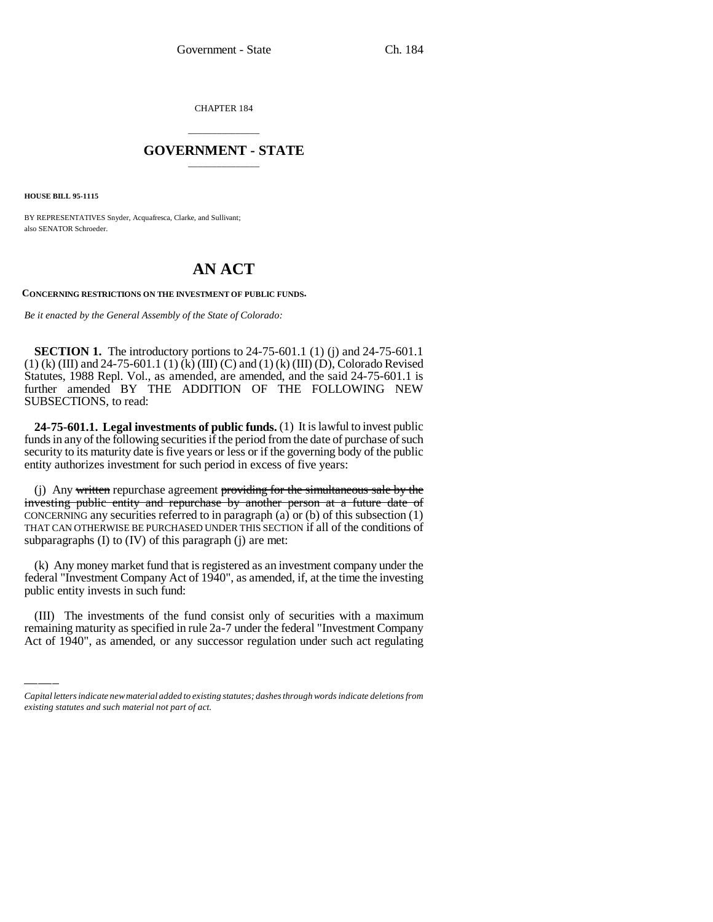CHAPTER 184

# GOVERNMENT - STATE

**HOUSE BILL 95-1115**

BY REPRESENTATIVES Snyder, Acquafresca, Clarke, and Sullivant;
also SENATOR Schroeder.

# AN ACT

**CONCERNING RESTRICTIONS ON THE INVESTMENT OF PUBLIC FUNDS.**

*Be it enacted by the General Assembly of the State of Colorado:*

**SECTION 1.** The introductory portions to 24-75-601.1 (1) (j) and 24-75-601.1 (1) (k) (III) and 24-75-601.1 (1) (k) (III) (C) and (1) (k) (III) (D), Colorado Revised Statutes, 1988 Repl. Vol., as amended, are amended, and the said 24-75-601.1 is further amended BY THE ADDITION OF THE FOLLOWING NEW SUBSECTIONS, to read:

**24-75-601.1. Legal investments of public funds.** (1) It is lawful to invest public funds in any of the following securities if the period from the date of purchase of such security to its maturity date is five years or less or if the governing body of the public entity authorizes investment for such period in excess of five years:

(j) Any ~~written~~ repurchase agreement ~~providing for the simultaneous sale by the investing public entity and repurchase by another person at a future date of~~ CONCERNING any securities referred to in paragraph (a) or (b) of this subsection (1) THAT CAN OTHERWISE BE PURCHASED UNDER THIS SECTION if all of the conditions of subparagraphs (I) to (IV) of this paragraph (j) are met:

(k) Any money market fund that is registered as an investment company under the federal "Investment Company Act of 1940", as amended, if, at the time the investing public entity invests in such fund:

(III) The investments of the fund consist only of securities with a maximum remaining maturity as specified in rule 2a-7 under the federal "Investment Company Act of 1940", as amended, or any successor regulation under such act regulating

*Capital letters indicate new material added to existing statutes; dashes through words indicate deletions from existing statutes and such material not part of act.*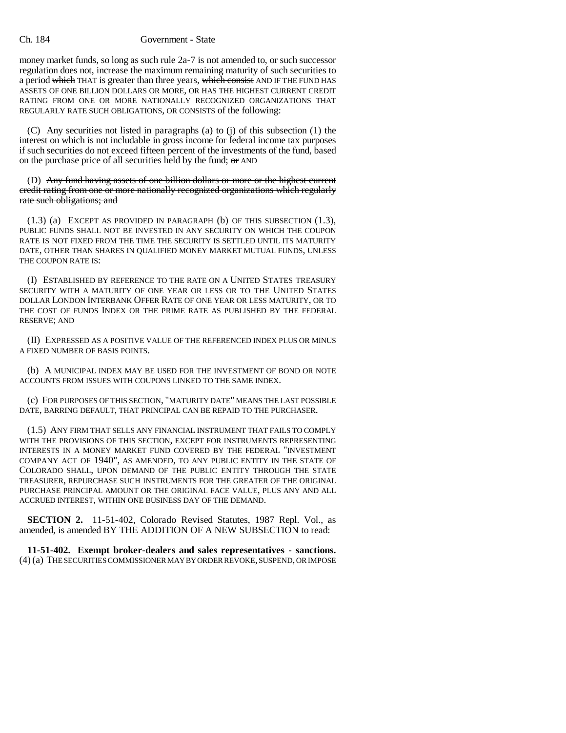money market funds, so long as such rule 2a-7 is not amended to, or such successor regulation does not, increase the maximum remaining maturity of such securities to a period ~~which~~ THAT is greater than three years, ~~which consist~~ AND IF THE FUND HAS ASSETS OF ONE BILLION DOLLARS OR MORE, OR HAS THE HIGHEST CURRENT CREDIT RATING FROM ONE OR MORE NATIONALLY RECOGNIZED ORGANIZATIONS THAT REGULARLY RATE SUCH OBLIGATIONS, OR CONSISTS of the following:

(C) Any securities not listed in paragraphs (a) to (j) of this subsection (1) the interest on which is not includable in gross income for federal income tax purposes if such securities do not exceed fifteen percent of the investments of the fund, based on the purchase price of all securities held by the fund; ~~or~~ AND

(D) ~~Any fund having assets of one billion dollars or more or the highest current credit rating from one or more nationally recognized organizations which regularly rate such obligations; and~~

(1.3) (a) EXCEPT AS PROVIDED IN PARAGRAPH (b) OF THIS SUBSECTION (1.3), PUBLIC FUNDS SHALL NOT BE INVESTED IN ANY SECURITY ON WHICH THE COUPON RATE IS NOT FIXED FROM THE TIME THE SECURITY IS SETTLED UNTIL ITS MATURITY DATE, OTHER THAN SHARES IN QUALIFIED MONEY MARKET MUTUAL FUNDS, UNLESS THE COUPON RATE IS:

(I) ESTABLISHED BY REFERENCE TO THE RATE ON A UNITED STATES TREASURY SECURITY WITH A MATURITY OF ONE YEAR OR LESS OR TO THE UNITED STATES DOLLAR LONDON INTERBANK OFFER RATE OF ONE YEAR OR LESS MATURITY, OR TO THE COST OF FUNDS INDEX OR THE PRIME RATE AS PUBLISHED BY THE FEDERAL RESERVE; AND

(II) EXPRESSED AS A POSITIVE VALUE OF THE REFERENCED INDEX PLUS OR MINUS A FIXED NUMBER OF BASIS POINTS.

(b) A MUNICIPAL INDEX MAY BE USED FOR THE INVESTMENT OF BOND OR NOTE ACCOUNTS FROM ISSUES WITH COUPONS LINKED TO THE SAME INDEX.

(c) FOR PURPOSES OF THIS SECTION, "MATURITY DATE" MEANS THE LAST POSSIBLE DATE, BARRING DEFAULT, THAT PRINCIPAL CAN BE REPAID TO THE PURCHASER.

(1.5) ANY FIRM THAT SELLS ANY FINANCIAL INSTRUMENT THAT FAILS TO COMPLY WITH THE PROVISIONS OF THIS SECTION, EXCEPT FOR INSTRUMENTS REPRESENTING INTERESTS IN A MONEY MARKET FUND COVERED BY THE FEDERAL "INVESTMENT COMPANY ACT OF 1940", AS AMENDED, TO ANY PUBLIC ENTITY IN THE STATE OF COLORADO SHALL, UPON DEMAND OF THE PUBLIC ENTITY THROUGH THE STATE TREASURER, REPURCHASE SUCH INSTRUMENTS FOR THE GREATER OF THE ORIGINAL PURCHASE PRINCIPAL AMOUNT OR THE ORIGINAL FACE VALUE, PLUS ANY AND ALL ACCRUED INTEREST, WITHIN ONE BUSINESS DAY OF THE DEMAND.

**SECTION 2.** 11-51-402, Colorado Revised Statutes, 1987 Repl. Vol., as amended, is amended BY THE ADDITION OF A NEW SUBSECTION to read:

**11-51-402. Exempt broker-dealers and sales representatives - sanctions.** (4) (a) THE SECURITIES COMMISSIONER MAY BY ORDER REVOKE, SUSPEND, OR IMPOSE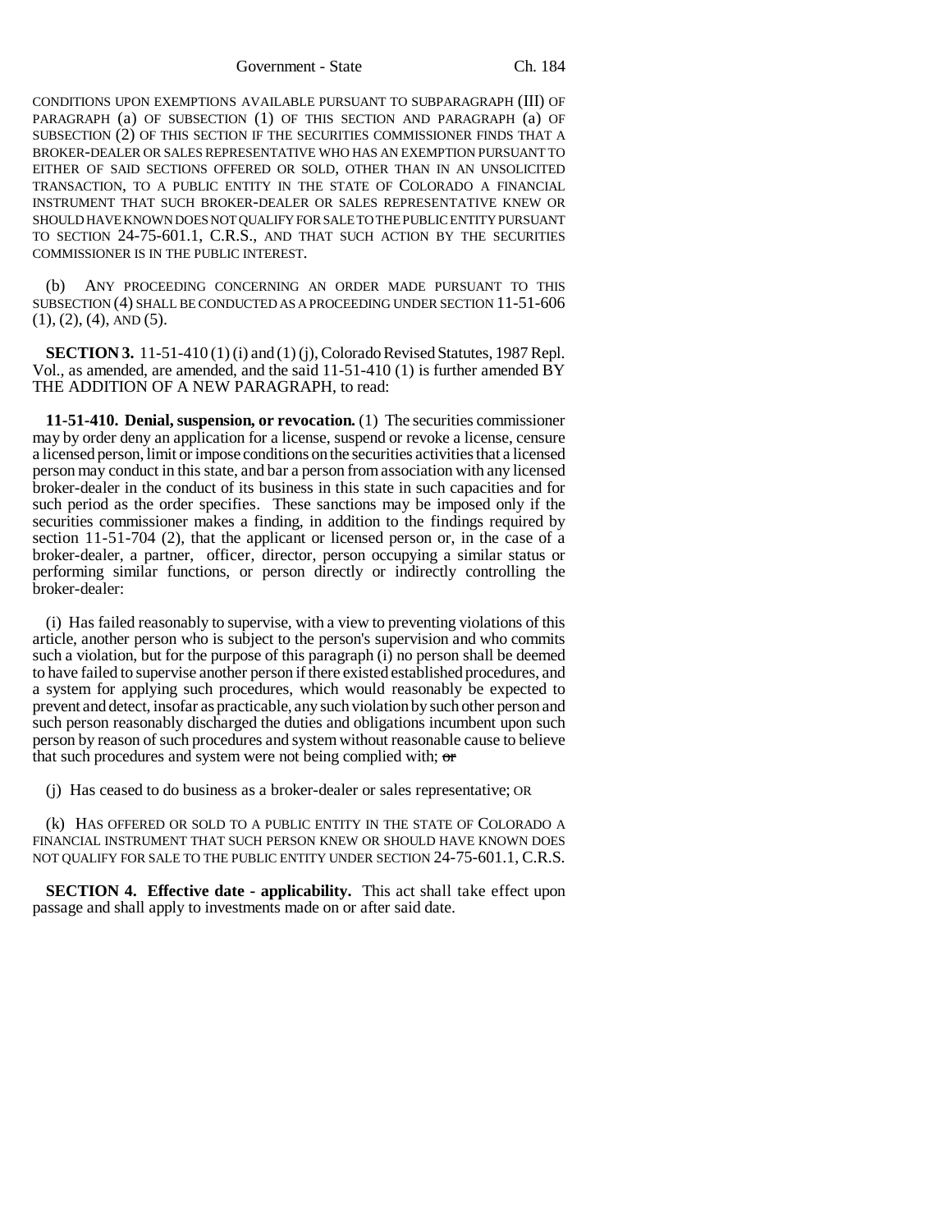CONDITIONS UPON EXEMPTIONS AVAILABLE PURSUANT TO SUBPARAGRAPH (III) OF PARAGRAPH (a) OF SUBSECTION (1) OF THIS SECTION AND PARAGRAPH (a) OF SUBSECTION (2) OF THIS SECTION IF THE SECURITIES COMMISSIONER FINDS THAT A BROKER-DEALER OR SALES REPRESENTATIVE WHO HAS AN EXEMPTION PURSUANT TO EITHER OF SAID SECTIONS OFFERED OR SOLD, OTHER THAN IN AN UNSOLICITED TRANSACTION, TO A PUBLIC ENTITY IN THE STATE OF COLORADO A FINANCIAL INSTRUMENT THAT SUCH BROKER-DEALER OR SALES REPRESENTATIVE KNEW OR SHOULD HAVE KNOWN DOES NOT QUALIFY FOR SALE TO THE PUBLIC ENTITY PURSUANT TO SECTION 24-75-601.1, C.R.S., AND THAT SUCH ACTION BY THE SECURITIES COMMISSIONER IS IN THE PUBLIC INTEREST.

(b) ANY PROCEEDING CONCERNING AN ORDER MADE PURSUANT TO THIS SUBSECTION (4) SHALL BE CONDUCTED AS A PROCEEDING UNDER SECTION 11-51-606 (1), (2), (4), AND (5).

**SECTION 3.** 11-51-410 (1) (i) and (1) (j), Colorado Revised Statutes, 1987 Repl. Vol., as amended, are amended, and the said 11-51-410 (1) is further amended BY THE ADDITION OF A NEW PARAGRAPH, to read:

**11-51-410. Denial, suspension, or revocation.** (1) The securities commissioner may by order deny an application for a license, suspend or revoke a license, censure a licensed person, limit or impose conditions on the securities activities that a licensed person may conduct in this state, and bar a person from association with any licensed broker-dealer in the conduct of its business in this state in such capacities and for such period as the order specifies. These sanctions may be imposed only if the securities commissioner makes a finding, in addition to the findings required by section 11-51-704 (2), that the applicant or licensed person or, in the case of a broker-dealer, a partner, officer, director, person occupying a similar status or performing similar functions, or person directly or indirectly controlling the broker-dealer:

(i) Has failed reasonably to supervise, with a view to preventing violations of this article, another person who is subject to the person's supervision and who commits such a violation, but for the purpose of this paragraph (i) no person shall be deemed to have failed to supervise another person if there existed established procedures, and a system for applying such procedures, which would reasonably be expected to prevent and detect, insofar as practicable, any such violation by such other person and such person reasonably discharged the duties and obligations incumbent upon such person by reason of such procedures and system without reasonable cause to believe that such procedures and system were not being complied with; ~~or~~

(j) Has ceased to do business as a broker-dealer or sales representative; OR

(k) HAS OFFERED OR SOLD TO A PUBLIC ENTITY IN THE STATE OF COLORADO A FINANCIAL INSTRUMENT THAT SUCH PERSON KNEW OR SHOULD HAVE KNOWN DOES NOT QUALIFY FOR SALE TO THE PUBLIC ENTITY UNDER SECTION 24-75-601.1, C.R.S.

**SECTION 4. Effective date - applicability.** This act shall take effect upon passage and shall apply to investments made on or after said date.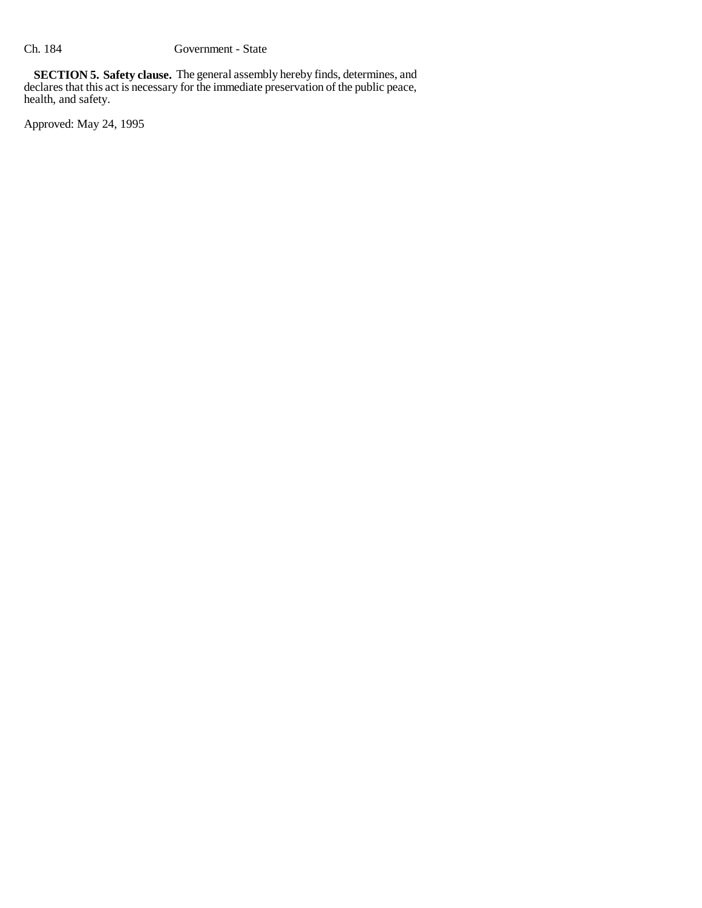**SECTION 5. Safety clause.** The general assembly hereby finds, determines, and declares that this act is necessary for the immediate preservation of the public peace, health, and safety.

Approved: May 24, 1995